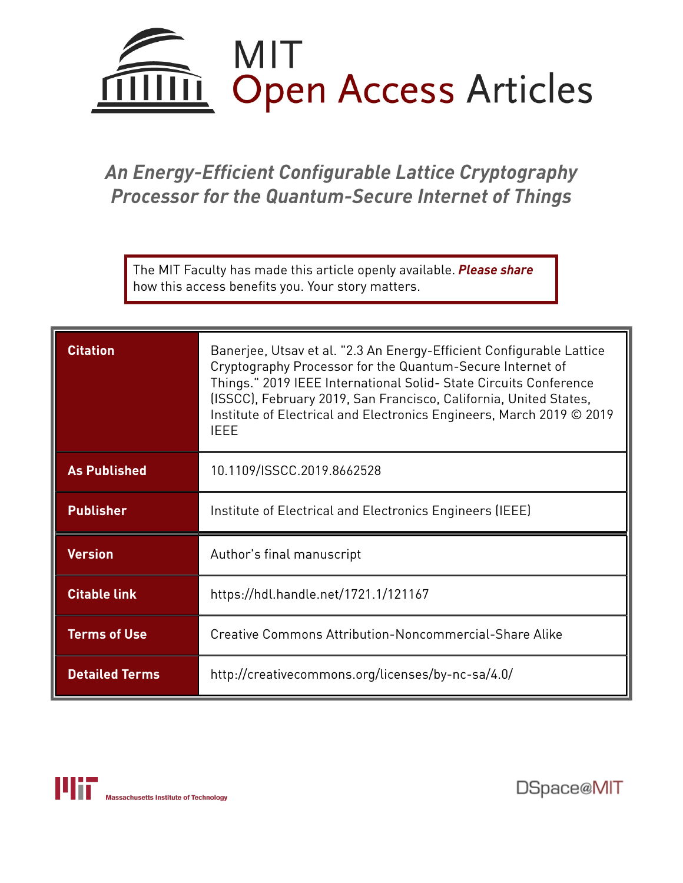MIT Open Access Articles

# *An Energy-Efficient Configurable Lattice Cryptography Processor for the Quantum-Secure Internet of Things*

The MIT Faculty has made this article openly available. ***Please share*** how this access benefits you. Your story matters.

| | |
|---|---|
| **Citation** | Banerjee, Utsav et al. "2.3 An Energy-Efficient Configurable Lattice Cryptography Processor for the Quantum-Secure Internet of Things." 2019 IEEE International Solid- State Circuits Conference (ISSCC), February 2019, San Francisco, California, United States, Institute of Electrical and Electronics Engineers, March 2019 © 2019 IEEE |
| **As Published** | 10.1109/ISSCC.2019.8662528 |
| **Publisher** | Institute of Electrical and Electronics Engineers (IEEE) |
| **Version** | Author's final manuscript |
| **Citable link** | https://hdl.handle.net/1721.1/121167 |
| **Terms of Use** | Creative Commons Attribution-Noncommercial-Share Alike |
| **Detailed Terms** | http://creativecommons.org/licenses/by-nc-sa/4.0/ |

Massachusetts Institute of Technology

DSpace@MIT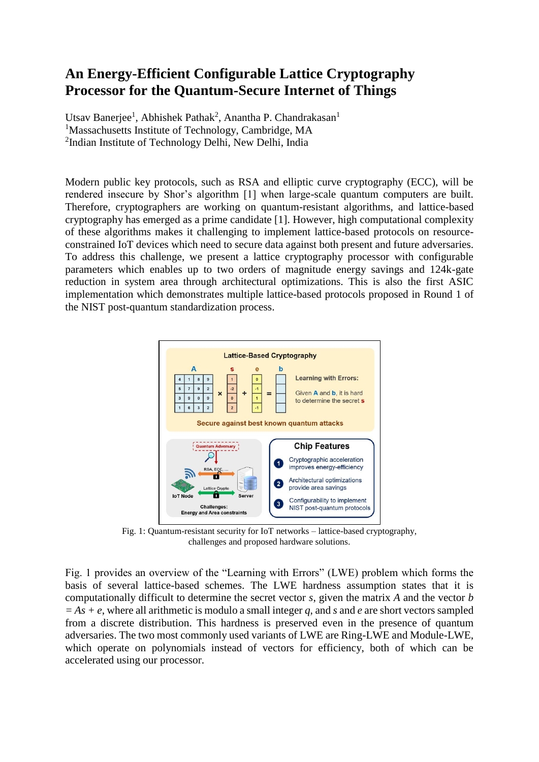# An Energy-Efficient Configurable Lattice Cryptography Processor for the Quantum-Secure Internet of Things

Utsav Banerjee[1], Abhishek Pathak[2], Anantha P. Chandrakasan[1]
[1]Massachusetts Institute of Technology, Cambridge, MA
[2]Indian Institute of Technology Delhi, New Delhi, India

Modern public key protocols, such as RSA and elliptic curve cryptography (ECC), will be rendered insecure by Shor's algorithm [1] when large-scale quantum computers are built. Therefore, cryptographers are working on quantum-resistant algorithms, and lattice-based cryptography has emerged as a prime candidate [1]. However, high computational complexity of these algorithms makes it challenging to implement lattice-based protocols on resource-constrained IoT devices which need to secure data against both present and future adversaries. To address this challenge, we present a lattice cryptography processor with configurable parameters which enables up to two orders of magnitude energy savings and 124k-gate reduction in system area through architectural optimizations. This is also the first ASIC implementation which demonstrates multiple lattice-based protocols proposed in Round 1 of the NIST post-quantum standardization process.

Fig. 1: Quantum-resistant security for IoT networks – lattice-based cryptography, challenges and proposed hardware solutions.

Fig. 1 provides an overview of the "Learning with Errors" (LWE) problem which forms the basis of several lattice-based schemes. The LWE hardness assumption states that it is computationally difficult to determine the secret vector $s$, given the matrix $A$ and the vector $b = As + e$, where all arithmetic is modulo a small integer $q$, and $s$ and $e$ are short vectors sampled from a discrete distribution. This hardness is preserved even in the presence of quantum adversaries. The two most commonly used variants of LWE are Ring-LWE and Module-LWE, which operate on polynomials instead of vectors for efficiency, both of which can be accelerated using our processor.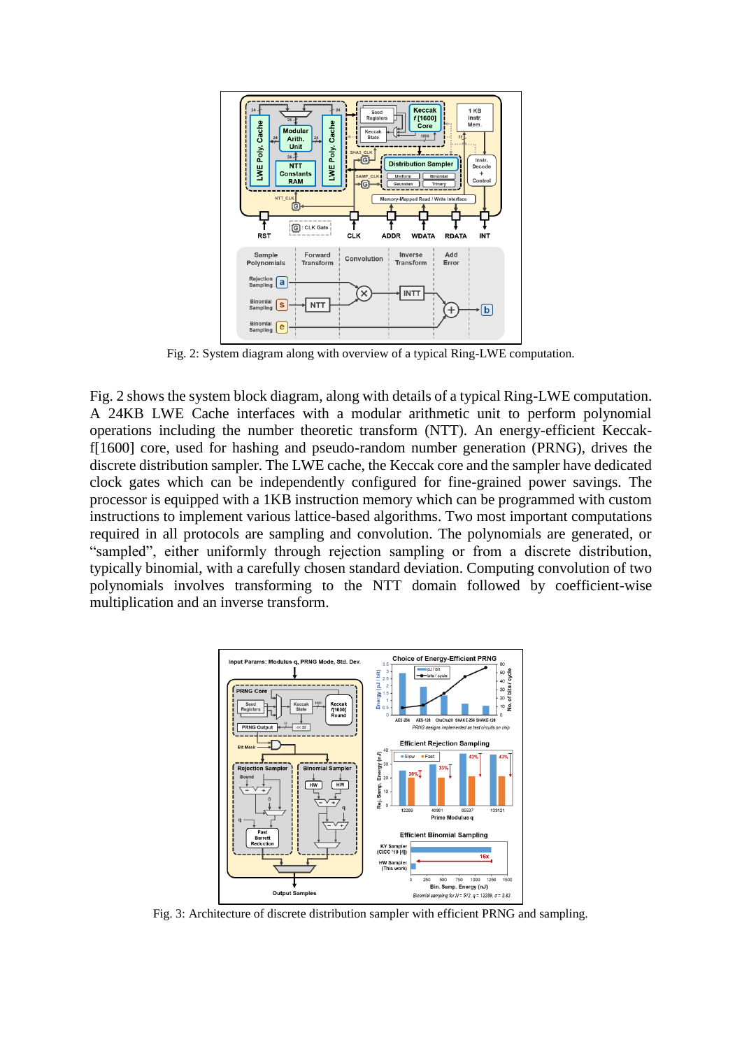Fig. 2: System diagram along with overview of a typical Ring-LWE computation.

Fig. 2 shows the system block diagram, along with details of a typical Ring-LWE computation. A 24KB LWE Cache interfaces with a modular arithmetic unit to perform polynomial operations including the number theoretic transform (NTT). An energy-efficient Keccak-f[1600] core, used for hashing and pseudo-random number generation (PRNG), drives the discrete distribution sampler. The LWE cache, the Keccak core and the sampler have dedicated clock gates which can be independently configured for fine-grained power savings. The processor is equipped with a 1KB instruction memory which can be programmed with custom instructions to implement various lattice-based algorithms. Two most important computations required in all protocols are sampling and convolution. The polynomials are generated, or "sampled", either uniformly through rejection sampling or from a discrete distribution, typically binomial, with a carefully chosen standard deviation. Computing convolution of two polynomials involves transforming to the NTT domain followed by coefficient-wise multiplication and an inverse transform.

Fig. 3: Architecture of discrete distribution sampler with efficient PRNG and sampling.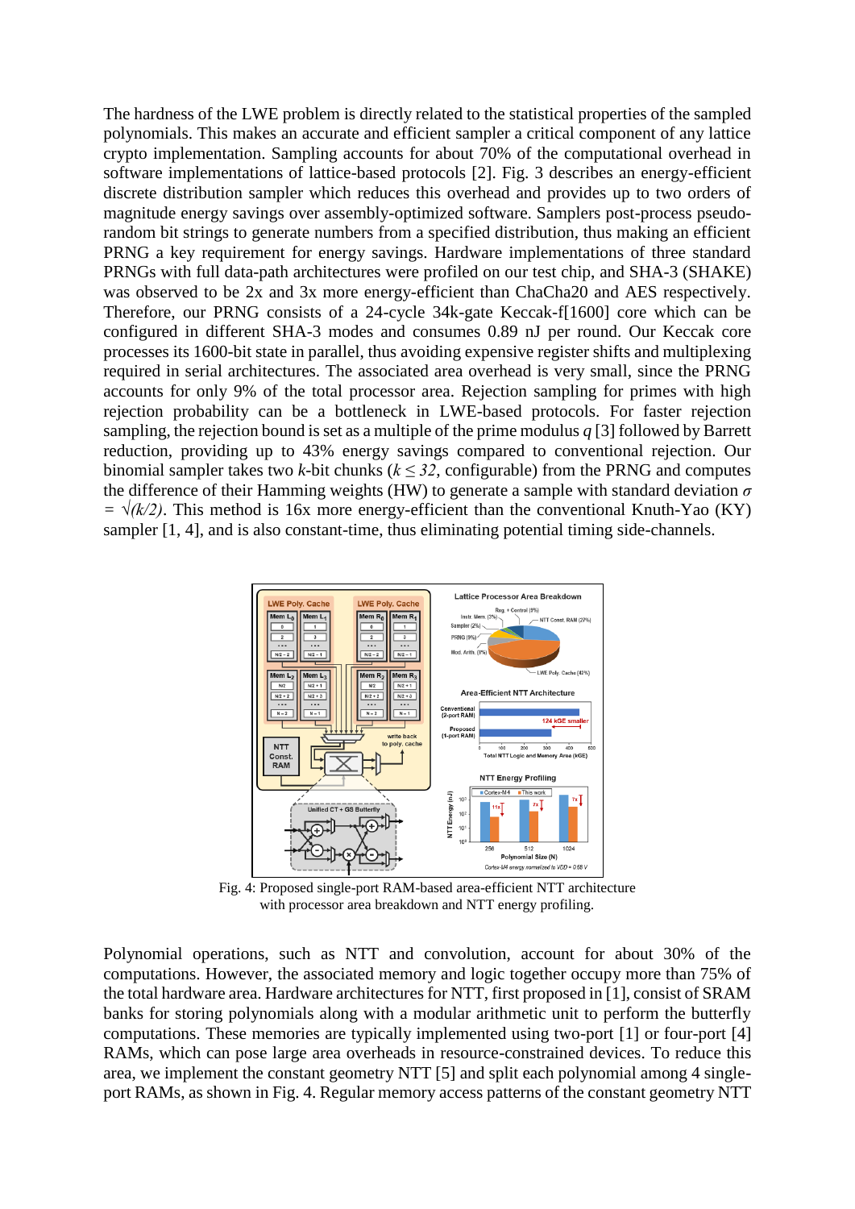The hardness of the LWE problem is directly related to the statistical properties of the sampled polynomials. This makes an accurate and efficient sampler a critical component of any lattice crypto implementation. Sampling accounts for about 70% of the computational overhead in software implementations of lattice-based protocols [2]. Fig. 3 describes an energy-efficient discrete distribution sampler which reduces this overhead and provides up to two orders of magnitude energy savings over assembly-optimized software. Samplers post-process pseudo-random bit strings to generate numbers from a specified distribution, thus making an efficient PRNG a key requirement for energy savings. Hardware implementations of three standard PRNGs with full data-path architectures were profiled on our test chip, and SHA-3 (SHAKE) was observed to be 2x and 3x more energy-efficient than ChaCha20 and AES respectively. Therefore, our PRNG consists of a 24-cycle 34k-gate Keccak-f[1600] core which can be configured in different SHA-3 modes and consumes 0.89 nJ per round. Our Keccak core processes its 1600-bit state in parallel, thus avoiding expensive register shifts and multiplexing required in serial architectures. The associated area overhead is very small, since the PRNG accounts for only 9% of the total processor area. Rejection sampling for primes with high rejection probability can be a bottleneck in LWE-based protocols. For faster rejection sampling, the rejection bound is set as a multiple of the prime modulus $q$ [3] followed by Barrett reduction, providing up to 43% energy savings compared to conventional rejection. Our binomial sampler takes two $k$-bit chunks ($k \leq 32$, configurable) from the PRNG and computes the difference of their Hamming weights (HW) to generate a sample with standard deviation $\sigma = \sqrt{(k/2)}$. This method is 16x more energy-efficient than the conventional Knuth-Yao (KY) sampler [1, 4], and is also constant-time, thus eliminating potential timing side-channels.

Fig. 4: Proposed single-port RAM-based area-efficient NTT architecture with processor area breakdown and NTT energy profiling.

Polynomial operations, such as NTT and convolution, account for about 30% of the computations. However, the associated memory and logic together occupy more than 75% of the total hardware area. Hardware architectures for NTT, first proposed in [1], consist of SRAM banks for storing polynomials along with a modular arithmetic unit to perform the butterfly computations. These memories are typically implemented using two-port [1] or four-port [4] RAMs, which can pose large area overheads in resource-constrained devices. To reduce this area, we implement the constant geometry NTT [5] and split each polynomial among 4 single-port RAMs, as shown in Fig. 4. Regular memory access patterns of the constant geometry NTT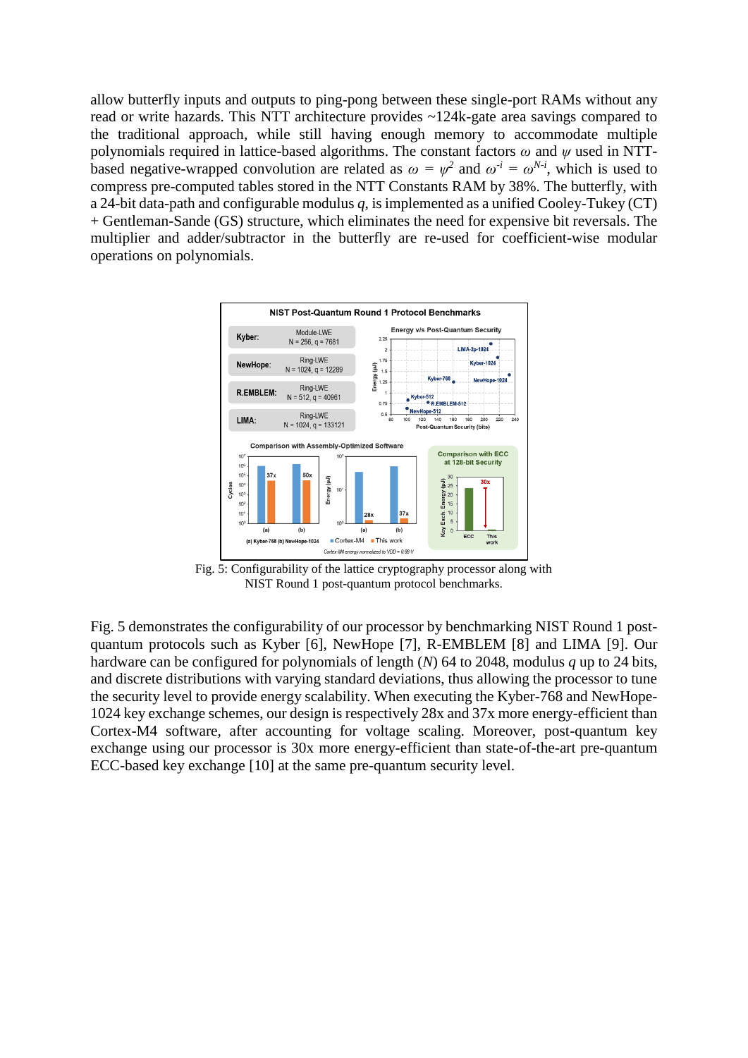allow butterfly inputs and outputs to ping-pong between these single-port RAMs without any read or write hazards. This NTT architecture provides ~124k-gate area savings compared to the traditional approach, while still having enough memory to accommodate multiple polynomials required in lattice-based algorithms. The constant factors $\omega$ and $\psi$ used in NTT-based negative-wrapped convolution are related as $\omega = \psi^2$ and $\omega^{-i} = \omega^{N-i}$, which is used to compress pre-computed tables stored in the NTT Constants RAM by 38%. The butterfly, with a 24-bit data-path and configurable modulus $q$, is implemented as a unified Cooley-Tukey (CT) + Gentleman-Sande (GS) structure, which eliminates the need for expensive bit reversals. The multiplier and adder/subtractor in the butterfly are re-used for coefficient-wise modular operations on polynomials.

Fig. 5: Configurability of the lattice cryptography processor along with NIST Round 1 post-quantum protocol benchmarks.

Fig. 5 demonstrates the configurability of our processor by benchmarking NIST Round 1 post-quantum protocols such as Kyber [6], NewHope [7], R-EMBLEM [8] and LIMA [9]. Our hardware can be configured for polynomials of length ($N$) 64 to 2048, modulus $q$ up to 24 bits, and discrete distributions with varying standard deviations, thus allowing the processor to tune the security level to provide energy scalability. When executing the Kyber-768 and NewHope-1024 key exchange schemes, our design is respectively 28x and 37x more energy-efficient than Cortex-M4 software, after accounting for voltage scaling. Moreover, post-quantum key exchange using our processor is 30x more energy-efficient than state-of-the-art pre-quantum ECC-based key exchange [10] at the same pre-quantum security level.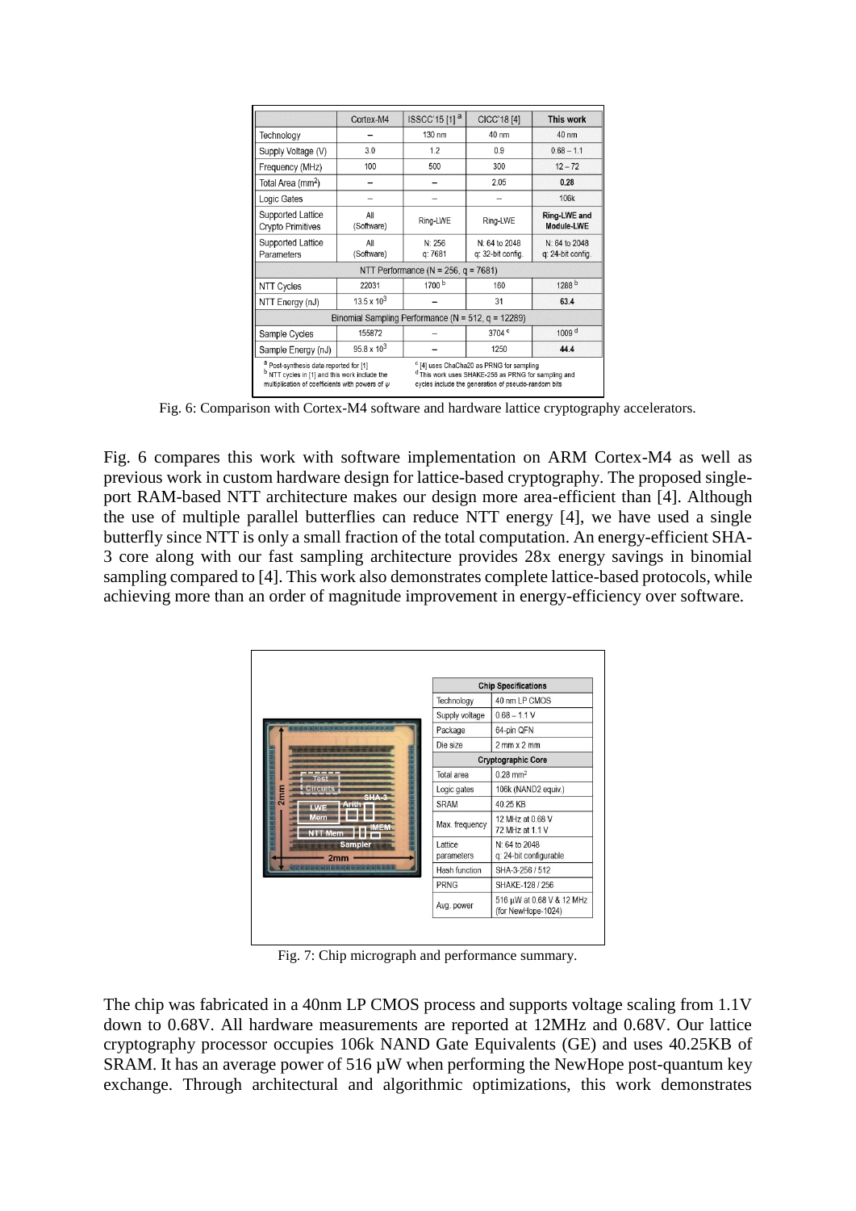|  | Cortex-M4 | ISSCC'15 [1] [a] | CICC'18 [4] | This work |
|---|---|---|---|---|
| Technology | – | 130 nm | 40 nm | 40 nm |
| Supply Voltage (V) | 3.0 | 1.2 | 0.9 | 0.68 – 1.1 |
| Frequency (MHz) | 100 | 500 | 300 | 12 – 72 |
| Total Area (mm$^2$) | – | – | 2.05 | **0.28** |
| Logic Gates | – | – | – | 106k |
| Supported Lattice Crypto Primitives | All (Software) | Ring-LWE | Ring-LWE | **Ring-LWE and Module-LWE** |
| Supported Lattice Parameters | All (Software) | N: 256 q: 7681 | N: 64 to 2048 q: 32-bit config. | N: 64 to 2048 q: 24-bit config. |
| NTT Performance (N = 256, q = 7681) | | | | |
| NTT Cycles | 22031 | 1700 [b] | 160 | 1288 [b] |
| NTT Energy (nJ) | $13.5 \times 10^3$ | – | 31 | **63.4** |
| Binomial Sampling Performance (N = 512, q = 12289) | | | | |
| Sample Cycles | 155872 | – | 3704 [c] | 1009 [d] |
| Sample Energy (nJ) | $95.8 \times 10^3$ | – | 1250 | **44.4** |

[a] Post-synthesis data reported for [1]
[b] NTT cycles in [1] and this work include the multiplication of coefficients with powers of $\psi$
[c] [4] uses ChaCha20 as PRNG for sampling
[d] This work uses SHAKE-256 as PRNG for sampling and cycles include the generation of pseudo-random bits

Fig. 6: Comparison with Cortex-M4 software and hardware lattice cryptography accelerators.

Fig. 6 compares this work with software implementation on ARM Cortex-M4 as well as previous work in custom hardware design for lattice-based cryptography. The proposed single-port RAM-based NTT architecture makes our design more area-efficient than [4]. Although the use of multiple parallel butterflies can reduce NTT energy [4], we have used a single butterfly since NTT is only a small fraction of the total computation. An energy-efficient SHA-3 core along with our fast sampling architecture provides 28x energy savings in binomial sampling compared to [4]. This work also demonstrates complete lattice-based protocols, while achieving more than an order of magnitude improvement in energy-efficiency over software.

| Chip Specifications | |
|---|---|
| Technology | 40 nm LP CMOS |
| Supply voltage | 0.68 – 1.1 V |
| Package | 64-pin QFN |
| Die size | 2 mm x 2 mm |
| **Cryptographic Core** | |
| Total area | 0.28 mm$^2$ |
| Logic gates | 106k (NAND2 equiv.) |
| SRAM | 40.25 KB |
| Max. frequency | 12 MHz at 0.68 V 72 MHz at 1.1 V |
| Lattice parameters | N: 64 to 2048 q: 24-bit configurable |
| Hash function | SHA-3-256 / 512 |
| PRNG | SHAKE-128 / 256 |
| Avg. power | 516 µW at 0.68 V & 12 MHz (for NewHope-1024) |

Fig. 7: Chip micrograph and performance summary.

The chip was fabricated in a 40nm LP CMOS process and supports voltage scaling from 1.1V down to 0.68V. All hardware measurements are reported at 12MHz and 0.68V. Our lattice cryptography processor occupies 106k NAND Gate Equivalents (GE) and uses 40.25KB of SRAM. It has an average power of 516 µW when performing the NewHope post-quantum key exchange. Through architectural and algorithmic optimizations, this work demonstrates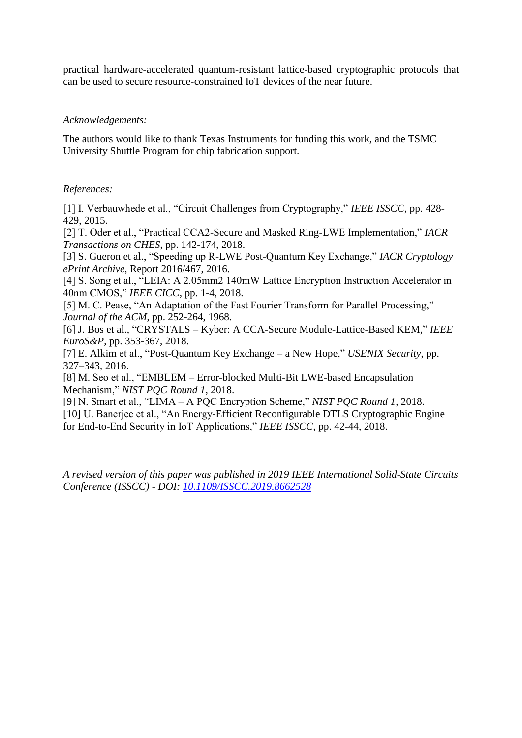practical hardware-accelerated quantum-resistant lattice-based cryptographic protocols that can be used to secure resource-constrained IoT devices of the near future.

*Acknowledgements:*

The authors would like to thank Texas Instruments for funding this work, and the TSMC University Shuttle Program for chip fabrication support.

*References:*

[1] I. Verbauwhede et al., "Circuit Challenges from Cryptography," *IEEE ISSCC*, pp. 428-429, 2015.
[2] T. Oder et al., "Practical CCA2-Secure and Masked Ring-LWE Implementation," *IACR Transactions on CHES*, pp. 142-174, 2018.
[3] S. Gueron et al., "Speeding up R-LWE Post-Quantum Key Exchange," *IACR Cryptology ePrint Archive*, Report 2016/467, 2016.
[4] S. Song et al., "LEIA: A 2.05mm2 140mW Lattice Encryption Instruction Accelerator in 40nm CMOS," *IEEE CICC*, pp. 1-4, 2018.
[5] M. C. Pease, "An Adaptation of the Fast Fourier Transform for Parallel Processing," *Journal of the ACM*, pp. 252-264, 1968.
[6] J. Bos et al., "CRYSTALS – Kyber: A CCA-Secure Module-Lattice-Based KEM," *IEEE EuroS&P*, pp. 353-367, 2018.
[7] E. Alkim et al., "Post-Quantum Key Exchange – a New Hope," *USENIX Security*, pp. 327–343, 2016.
[8] M. Seo et al., "EMBLEM – Error-blocked Multi-Bit LWE-based Encapsulation Mechanism," *NIST PQC Round 1*, 2018.
[9] N. Smart et al., "LIMA – A PQC Encryption Scheme," *NIST PQC Round 1*, 2018.
[10] U. Banerjee et al., "An Energy-Efficient Reconfigurable DTLS Cryptographic Engine for End-to-End Security in IoT Applications," *IEEE ISSCC*, pp. 42-44, 2018.

*A revised version of this paper was published in 2019 IEEE International Solid-State Circuits Conference (ISSCC) - DOI: 10.1109/ISSCC.2019.8662528*